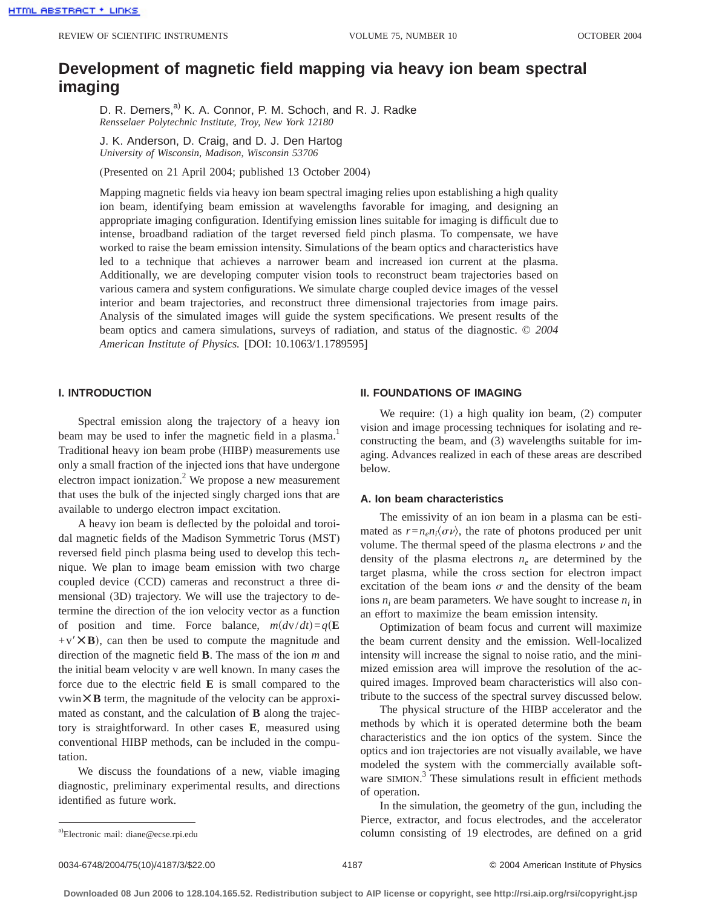# Development of magnetic field mapping via heavy ion beam spectral imaging

D. R. Demers,[a] K. A. Connor, P. M. Schoch, and R. J. Radke
*Rensselaer Polytechnic Institute, Troy, New York 12180*

J. K. Anderson, D. Craig, and D. J. Den Hartog
*University of Wisconsin, Madison, Wisconsin 53706*

(Presented on 21 April 2004; published 13 October 2004)

Mapping magnetic fields via heavy ion beam spectral imaging relies upon establishing a high quality ion beam, identifying beam emission at wavelengths favorable for imaging, and designing an appropriate imaging configuration. Identifying emission lines suitable for imaging is difficult due to intense, broadband radiation of the target reversed field pinch plasma. To compensate, we have worked to raise the beam emission intensity. Simulations of the beam optics and characteristics have led to a technique that achieves a narrower beam and increased ion current at the plasma. Additionally, we are developing computer vision tools to reconstruct beam trajectories based on various camera and system configurations. We simulate charge coupled device images of the vessel interior and beam trajectories, and reconstruct three dimensional trajectories from image pairs. Analysis of the simulated images will guide the system specifications. We present results of the beam optics and camera simulations, surveys of radiation, and status of the diagnostic. © *2004 American Institute of Physics.* [DOI: 10.1063/1.1789595]

## I. INTRODUCTION

Spectral emission along the trajectory of a heavy ion beam may be used to infer the magnetic field in a plasma.[1] Traditional heavy ion beam probe (HIBP) measurements use only a small fraction of the injected ions that have undergone electron impact ionization.[2] We propose a new measurement that uses the bulk of the injected singly charged ions that are available to undergo electron impact excitation.

A heavy ion beam is deflected by the poloidal and toroidal magnetic fields of the Madison Symmetric Torus (MST) reversed field pinch plasma being used to develop this technique. We plan to image beam emission with two charge coupled device (CCD) cameras and reconstruct a three dimensional (3D) trajectory. We will use the trajectory to determine the direction of the ion velocity vector as a function of position and time. Force balance, $m(d\mathrm{v}/dt)=q(\mathbf{E}+\mathrm{v}'\times\mathbf{B})$, can then be used to compute the magnitude and direction of the magnetic field $\mathbf{B}$. The mass of the ion $m$ and the initial beam velocity v are well known. In many cases the force due to the electric field $\mathbf{E}$ is small compared to the vwin$\times\mathbf{B}$ term, the magnitude of the velocity can be approximated as constant, and the calculation of $\mathbf{B}$ along the trajectory is straightforward. In other cases $\mathbf{E}$, measured using conventional HIBP methods, can be included in the computation.

We discuss the foundations of a new, viable imaging diagnostic, preliminary experimental results, and directions identified as future work.

## II. FOUNDATIONS OF IMAGING

We require: (1) a high quality ion beam, (2) computer vision and image processing techniques for isolating and reconstructing the beam, and (3) wavelengths suitable for imaging. Advances realized in each of these areas are described below.

### A. Ion beam characteristics

The emissivity of an ion beam in a plasma can be estimated as $r=n_e n_i\langle\sigma\nu\rangle$, the rate of photons produced per unit volume. The thermal speed of the plasma electrons $\nu$ and the density of the plasma electrons $n_e$ are determined by the target plasma, while the cross section for electron impact excitation of the beam ions $\sigma$ and the density of the beam ions $n_i$ are beam parameters. We have sought to increase $n_i$ in an effort to maximize the beam emission intensity.

Optimization of beam focus and current will maximize the beam current density and the emission. Well-localized intensity will increase the signal to noise ratio, and the minimized emission area will improve the resolution of the acquired images. Improved beam characteristics will also contribute to the success of the spectral survey discussed below.

The physical structure of the HIBP accelerator and the methods by which it is operated determine both the beam characteristics and the ion optics of the system. Since the optics and ion trajectories are not visually available, we have modeled the system with the commercially available software SIMION.[3] These simulations result in efficient methods of operation.

In the simulation, the geometry of the gun, including the Pierce, extractor, and focus electrodes, and the accelerator column consisting of 19 electrodes, are defined on a grid

[a]Electronic mail: diane@ecse.rpi.edu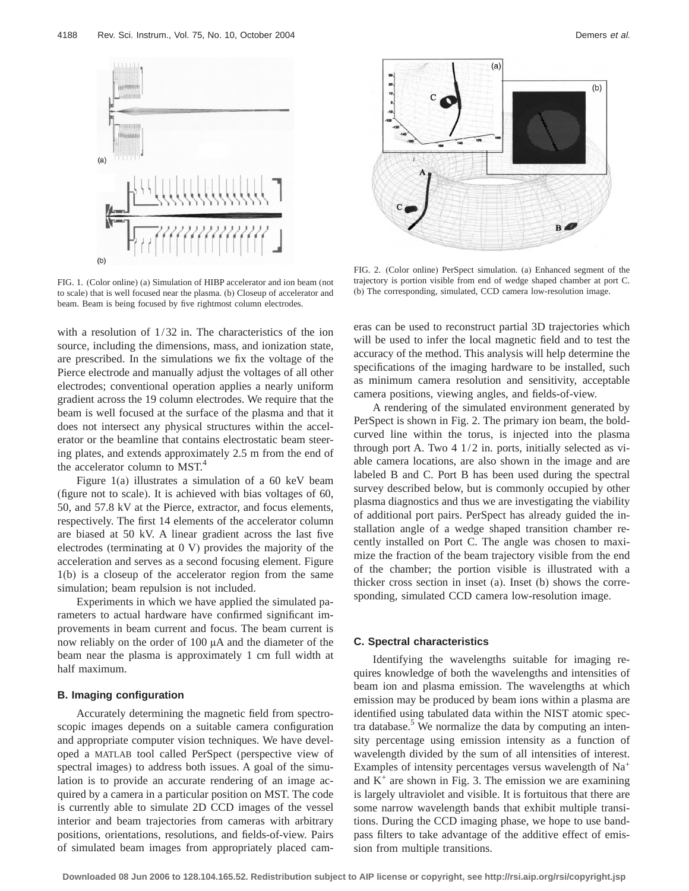FIG. 1. (Color online) (a) Simulation of HIBP accelerator and ion beam (not to scale) that is well focused near the plasma. (b) Closeup of accelerator and beam. Beam is being focused by five rightmost column electrodes.

FIG. 2. (Color online) PerSpect simulation. (a) Enhanced segment of the trajectory is portion visible from end of wedge shaped chamber at port C. (b) The corresponding, simulated, CCD camera low-resolution image.

with a resolution of 1/32 in. The characteristics of the ion source, including the dimensions, mass, and ionization state, are prescribed. In the simulations we fix the voltage of the Pierce electrode and manually adjust the voltages of all other electrodes; conventional operation applies a nearly uniform gradient across the 19 column electrodes. We require that the beam is well focused at the surface of the plasma and that it does not intersect any physical structures within the accelerator or the beamline that contains electrostatic beam steering plates, and extends approximately 2.5 m from the end of the accelerator column to MST.[4]

Figure 1(a) illustrates a simulation of a 60 keV beam (figure not to scale). It is achieved with bias voltages of 60, 50, and 57.8 kV at the Pierce, extractor, and focus elements, respectively. The first 14 elements of the accelerator column are biased at 50 kV. A linear gradient across the last five electrodes (terminating at 0 V) provides the majority of the acceleration and serves as a second focusing element. Figure 1(b) is a closeup of the accelerator region from the same simulation; beam repulsion is not included.

Experiments in which we have applied the simulated parameters to actual hardware have confirmed significant improvements in beam current and focus. The beam current is now reliably on the order of 100 μA and the diameter of the beam near the plasma is approximately 1 cm full width at half maximum.

### B. Imaging configuration

Accurately determining the magnetic field from spectroscopic images depends on a suitable camera configuration and appropriate computer vision techniques. We have developed a MATLAB tool called PerSpect (perspective view of spectral images) to address both issues. A goal of the simulation is to provide an accurate rendering of an image acquired by a camera in a particular position on MST. The code is currently able to simulate 2D CCD images of the vessel interior and beam trajectories from cameras with arbitrary positions, orientations, resolutions, and fields-of-view. Pairs of simulated beam images from appropriately placed cameras can be used to reconstruct partial 3D trajectories which will be used to infer the local magnetic field and to test the accuracy of the method. This analysis will help determine the specifications of the imaging hardware to be installed, such as minimum camera resolution and sensitivity, acceptable camera positions, viewing angles, and fields-of-view.

A rendering of the simulated environment generated by PerSpect is shown in Fig. 2. The primary ion beam, the bold-curved line within the torus, is injected into the plasma through port A. Two 4 1/2 in. ports, initially selected as viable camera locations, are also shown in the image and are labeled B and C. Port B has been used during the spectral survey described below, but is commonly occupied by other plasma diagnostics and thus we are investigating the viability of additional port pairs. PerSpect has already guided the installation angle of a wedge shaped transition chamber recently installed on Port C. The angle was chosen to maximize the fraction of the beam trajectory visible from the end of the chamber; the portion visible is illustrated with a thicker cross section in inset (a). Inset (b) shows the corresponding, simulated CCD camera low-resolution image.

### C. Spectral characteristics

Identifying the wavelengths suitable for imaging requires knowledge of both the wavelengths and intensities of beam ion and plasma emission. The wavelengths at which emission may be produced by beam ions within a plasma are identified using tabulated data within the NIST atomic spectra database.[5] We normalize the data by computing an intensity percentage using emission intensity as a function of wavelength divided by the sum of all intensities of interest. Examples of intensity percentages versus wavelength of $Na^+$ and $K^+$ are shown in Fig. 3. The emission we are examining is largely ultraviolet and visible. It is fortuitous that there are some narrow wavelength bands that exhibit multiple transitions. During the CCD imaging phase, we hope to use bandpass filters to take advantage of the additive effect of emission from multiple transitions.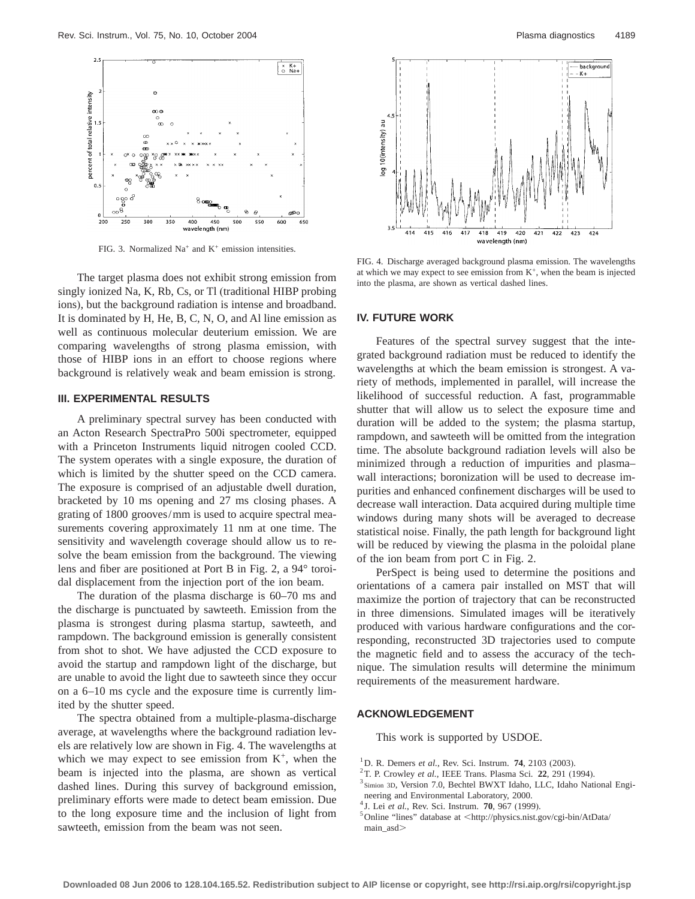2.5

× K+
○ Na+

percent of total relative intensity

wavelength (nm)

0
0.5
1
1.5
2
2.5

200 250 300 350 400 450 500 550 600 650

FIG. 3. Normalized $Na^+$ and $K^+$ emission intensities.

The target plasma does not exhibit strong emission from singly ionized Na, K, Rb, Cs, or Tl (traditional HIBP probing ions), but the background radiation is intense and broadband. It is dominated by H, He, B, C, N, O, and Al line emission as well as continuous molecular deuterium emission. We are comparing wavelengths of strong plasma emission, with those of HIBP ions in an effort to choose regions where background is relatively weak and beam emission is strong.

## III. EXPERIMENTAL RESULTS

A preliminary spectral survey has been conducted with an Acton Research SpectraPro 500i spectrometer, equipped with a Princeton Instruments liquid nitrogen cooled CCD. The system operates with a single exposure, the duration of which is limited by the shutter speed on the CCD camera. The exposure is comprised of an adjustable dwell duration, bracketed by 10 ms opening and 27 ms closing phases. A grating of 1800 grooves/mm is used to acquire spectral measurements covering approximately 11 nm at one time. The sensitivity and wavelength coverage should allow us to resolve the beam emission from the background. The viewing lens and fiber are positioned at Port B in Fig. 2, a 94° toroidal displacement from the injection port of the ion beam.

The duration of the plasma discharge is 60–70 ms and the discharge is punctuated by sawteeth. Emission from the plasma is strongest during plasma startup, sawteeth, and rampdown. The background emission is generally consistent from shot to shot. We have adjusted the CCD exposure to avoid the startup and rampdown light of the discharge, but are unable to avoid the light due to sawteeth since they occur on a 6–10 ms cycle and the exposure time is currently limited by the shutter speed.

The spectra obtained from a multiple-plasma-discharge average, at wavelengths where the background radiation levels are relatively low are shown in Fig. 4. The wavelengths at which we may expect to see emission from $K^+$, when the beam is injected into the plasma, are shown as vertical dashed lines. During this survey of background emission, preliminary efforts were made to detect beam emission. Due to the long exposure time and the inclusion of light from sawteeth, emission from the beam was not seen.

— background
- - K+

log 10(intensity) au

wavelength (nm)

3.5
4
4.5
5

414 415 416 417 418 419 420 421 422 423 424

FIG. 4. Discharge averaged background plasma emission. The wavelengths at which we may expect to see emission from $K^+$, when the beam is injected into the plasma, are shown as vertical dashed lines.

## IV. FUTURE WORK

Features of the spectral survey suggest that the integrated background radiation must be reduced to identify the wavelengths at which the beam emission is strongest. A variety of methods, implemented in parallel, will increase the likelihood of successful reduction. A fast, programmable shutter that will allow us to select the exposure time and duration will be added to the system; the plasma startup, rampdown, and sawteeth will be omitted from the integration time. The absolute background radiation levels will also be minimized through a reduction of impurities and plasma–wall interactions; boronization will be used to decrease impurities and enhanced confinement discharges will be used to decrease wall interaction. Data acquired during multiple time windows during many shots will be averaged to decrease statistical noise. Finally, the path length for background light will be reduced by viewing the plasma in the poloidal plane of the ion beam from port C in Fig. 2.

PerSpect is being used to determine the positions and orientations of a camera pair installed on MST that will maximize the portion of trajectory that can be reconstructed in three dimensions. Simulated images will be iteratively produced with various hardware configurations and the corresponding, reconstructed 3D trajectories used to compute the magnetic field and to assess the accuracy of the technique. The simulation results will determine the minimum requirements of the measurement hardware.

## ACKNOWLEDGEMENT

This work is supported by USDOE.

[1] D. R. Demers *et al.*, Rev. Sci. Instrum. **74**, 2103 (2003).
[2] T. P. Crowley *et al.*, IEEE Trans. Plasma Sci. **22**, 291 (1994).
[3] Simion 3D, Version 7.0, Bechtel BWXT Idaho, LLC, Idaho National Engineering and Environmental Laboratory, 2000.
[4] J. Lei *et al.*, Rev. Sci. Instrum. **70**, 967 (1999).
[5] Online "lines" database at <http://physics.nist.gov/cgi-bin/AtData/main_asd>